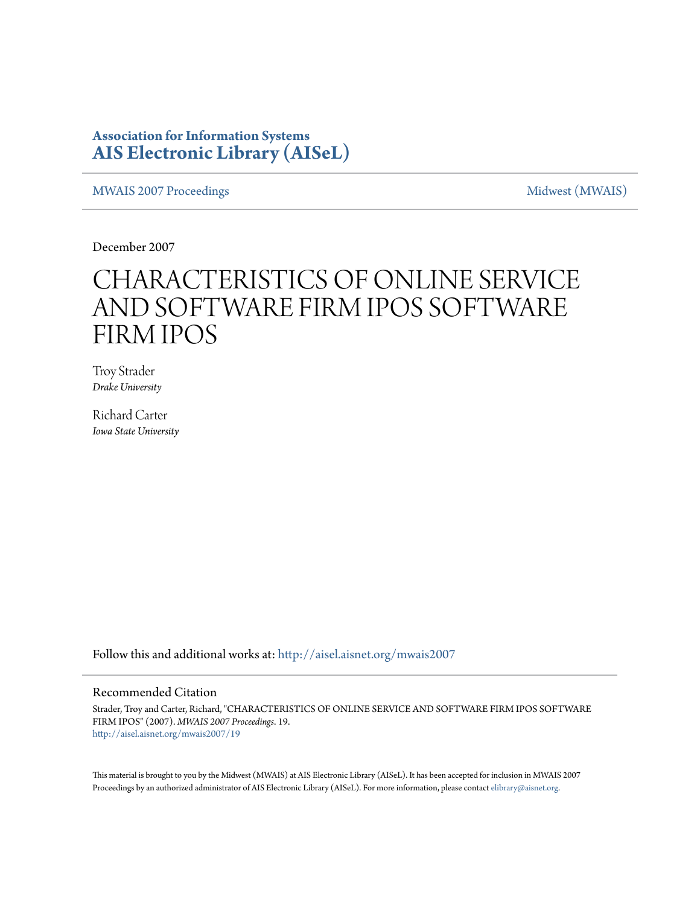**Association for Information Systems**
**AIS Electronic Library (AISeL)**

MWAIS 2007 Proceedings | Midwest (MWAIS)

December 2007

# CHARACTERISTICS OF ONLINE SERVICE AND SOFTWARE FIRM IPOS SOFTWARE FIRM IPOS

Troy Strader
*Drake University*

Richard Carter
*Iowa State University*

Follow this and additional works at: http://aisel.aisnet.org/mwais2007

## Recommended Citation

Strader, Troy and Carter, Richard, "CHARACTERISTICS OF ONLINE SERVICE AND SOFTWARE FIRM IPOS SOFTWARE FIRM IPOS" (2007). *MWAIS 2007 Proceedings*. 19.
http://aisel.aisnet.org/mwais2007/19

This material is brought to you by the Midwest (MWAIS) at AIS Electronic Library (AISeL). It has been accepted for inclusion in MWAIS 2007 Proceedings by an authorized administrator of AIS Electronic Library (AISeL). For more information, please contact elibrary@aisnet.org.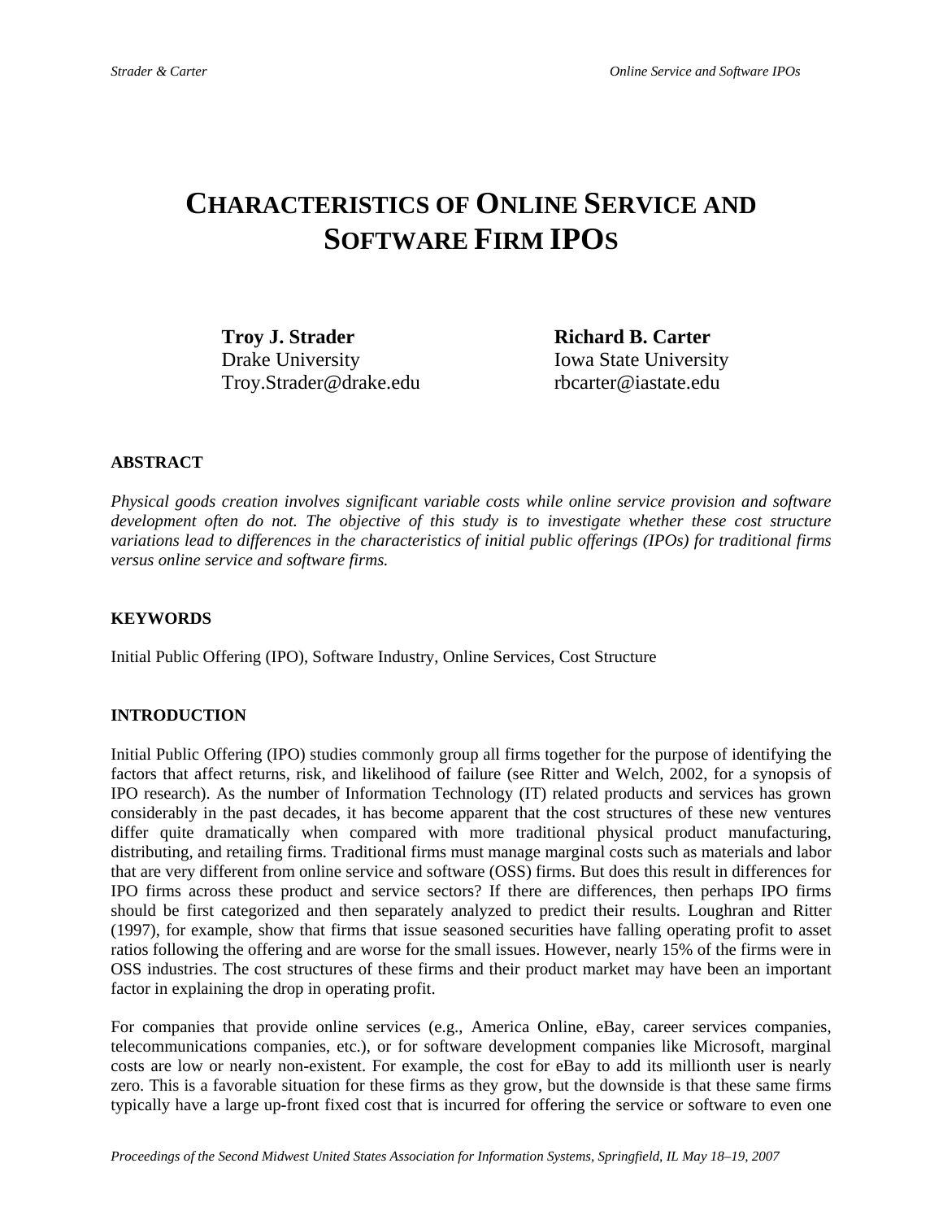# CHARACTERISTICS OF ONLINE SERVICE AND SOFTWARE FIRM IPOS

**Troy J. Strader**
Drake University
Troy.Strader@drake.edu

**Richard B. Carter**
Iowa State University
rbcarter@iastate.edu

### ABSTRACT

*Physical goods creation involves significant variable costs while online service provision and software development often do not. The objective of this study is to investigate whether these cost structure variations lead to differences in the characteristics of initial public offerings (IPOs) for traditional firms versus online service and software firms.*

### KEYWORDS

Initial Public Offering (IPO), Software Industry, Online Services, Cost Structure

### INTRODUCTION

Initial Public Offering (IPO) studies commonly group all firms together for the purpose of identifying the factors that affect returns, risk, and likelihood of failure (see Ritter and Welch, 2002, for a synopsis of IPO research). As the number of Information Technology (IT) related products and services has grown considerably in the past decades, it has become apparent that the cost structures of these new ventures differ quite dramatically when compared with more traditional physical product manufacturing, distributing, and retailing firms. Traditional firms must manage marginal costs such as materials and labor that are very different from online service and software (OSS) firms. But does this result in differences for IPO firms across these product and service sectors? If there are differences, then perhaps IPO firms should be first categorized and then separately analyzed to predict their results. Loughran and Ritter (1997), for example, show that firms that issue seasoned securities have falling operating profit to asset ratios following the offering and are worse for the small issues. However, nearly 15% of the firms were in OSS industries. The cost structures of these firms and their product market may have been an important factor in explaining the drop in operating profit.

For companies that provide online services (e.g., America Online, eBay, career services companies, telecommunications companies, etc.), or for software development companies like Microsoft, marginal costs are low or nearly non-existent. For example, the cost for eBay to add its millionth user is nearly zero. This is a favorable situation for these firms as they grow, but the downside is that these same firms typically have a large up-front fixed cost that is incurred for offering the service or software to even one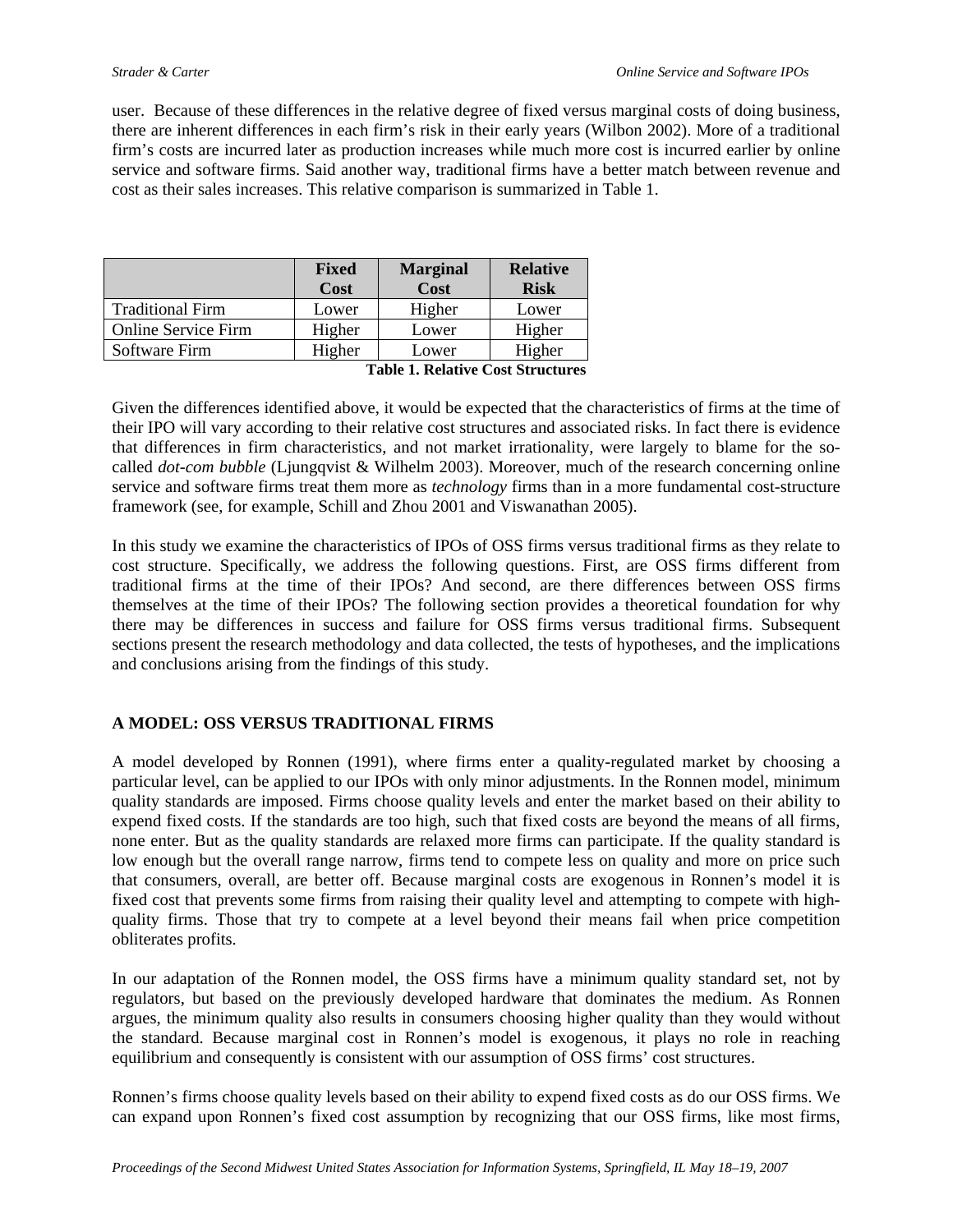user. Because of these differences in the relative degree of fixed versus marginal costs of doing business, there are inherent differences in each firm's risk in their early years (Wilbon 2002). More of a traditional firm's costs are incurred later as production increases while much more cost is incurred earlier by online service and software firms. Said another way, traditional firms have a better match between revenue and cost as their sales increases. This relative comparison is summarized in Table 1.

| | **Fixed Cost** | **Marginal Cost** | **Relative Risk** |
|---|---|---|---|
| Traditional Firm | Lower | Higher | Lower |
| Online Service Firm | Higher | Lower | Higher |
| Software Firm | Higher | Lower | Higher |

**Table 1. Relative Cost Structures**

Given the differences identified above, it would be expected that the characteristics of firms at the time of their IPO will vary according to their relative cost structures and associated risks. In fact there is evidence that differences in firm characteristics, and not market irrationality, were largely to blame for the so-called *dot-com bubble* (Ljungqvist & Wilhelm 2003). Moreover, much of the research concerning online service and software firms treat them more as *technology* firms than in a more fundamental cost-structure framework (see, for example, Schill and Zhou 2001 and Viswanathan 2005).

In this study we examine the characteristics of IPOs of OSS firms versus traditional firms as they relate to cost structure. Specifically, we address the following questions. First, are OSS firms different from traditional firms at the time of their IPOs? And second, are there differences between OSS firms themselves at the time of their IPOs? The following section provides a theoretical foundation for why there may be differences in success and failure for OSS firms versus traditional firms. Subsequent sections present the research methodology and data collected, the tests of hypotheses, and the implications and conclusions arising from the findings of this study.

## A MODEL: OSS VERSUS TRADITIONAL FIRMS

A model developed by Ronnen (1991), where firms enter a quality-regulated market by choosing a particular level, can be applied to our IPOs with only minor adjustments. In the Ronnen model, minimum quality standards are imposed. Firms choose quality levels and enter the market based on their ability to expend fixed costs. If the standards are too high, such that fixed costs are beyond the means of all firms, none enter. But as the quality standards are relaxed more firms can participate. If the quality standard is low enough but the overall range narrow, firms tend to compete less on quality and more on price such that consumers, overall, are better off. Because marginal costs are exogenous in Ronnen's model it is fixed cost that prevents some firms from raising their quality level and attempting to compete with high-quality firms. Those that try to compete at a level beyond their means fail when price competition obliterates profits.

In our adaptation of the Ronnen model, the OSS firms have a minimum quality standard set, not by regulators, but based on the previously developed hardware that dominates the medium. As Ronnen argues, the minimum quality also results in consumers choosing higher quality than they would without the standard. Because marginal cost in Ronnen's model is exogenous, it plays no role in reaching equilibrium and consequently is consistent with our assumption of OSS firms' cost structures.

Ronnen's firms choose quality levels based on their ability to expend fixed costs as do our OSS firms. We can expand upon Ronnen's fixed cost assumption by recognizing that our OSS firms, like most firms,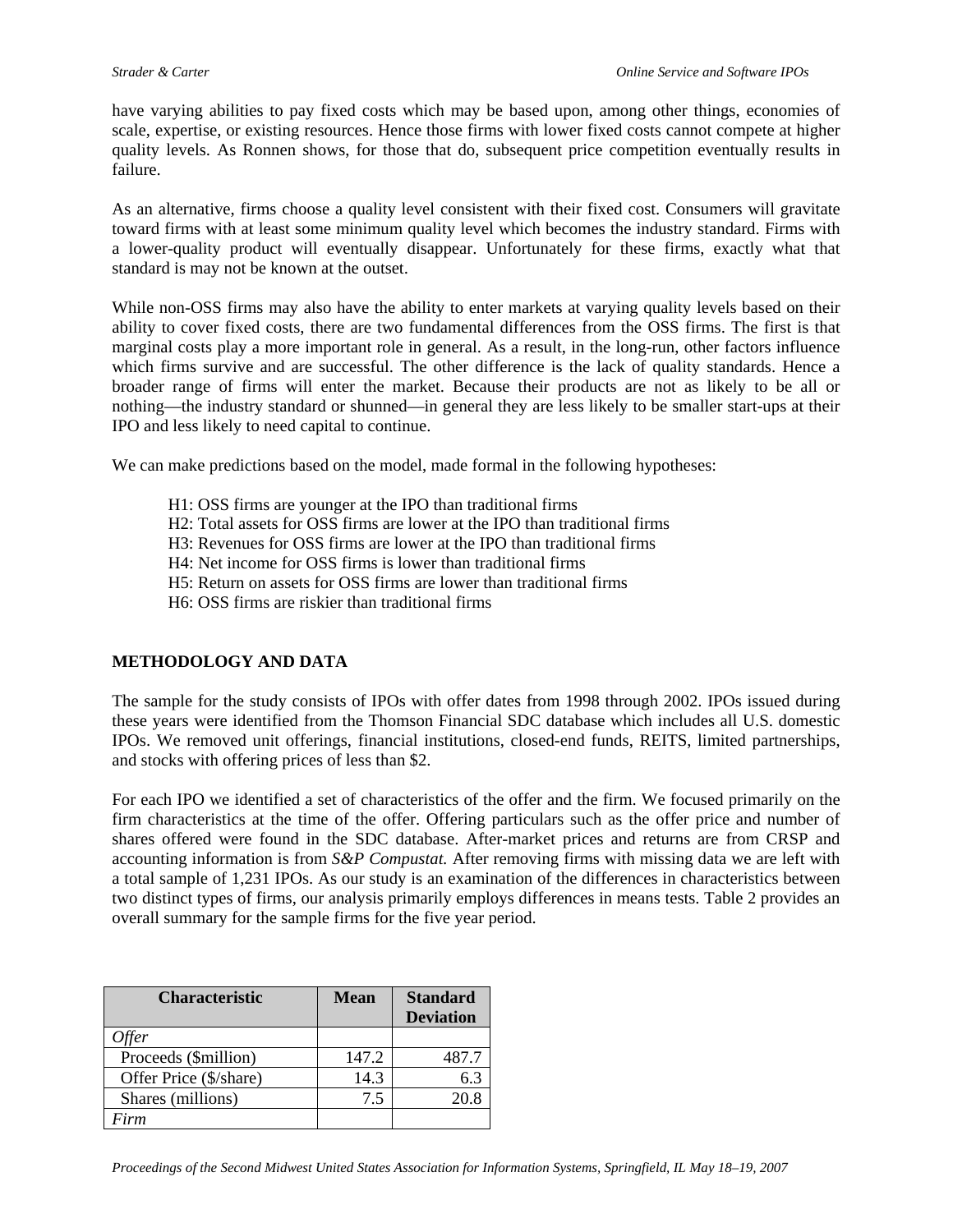have varying abilities to pay fixed costs which may be based upon, among other things, economies of scale, expertise, or existing resources. Hence those firms with lower fixed costs cannot compete at higher quality levels. As Ronnen shows, for those that do, subsequent price competition eventually results in failure.

As an alternative, firms choose a quality level consistent with their fixed cost. Consumers will gravitate toward firms with at least some minimum quality level which becomes the industry standard. Firms with a lower-quality product will eventually disappear. Unfortunately for these firms, exactly what that standard is may not be known at the outset.

While non-OSS firms may also have the ability to enter markets at varying quality levels based on their ability to cover fixed costs, there are two fundamental differences from the OSS firms. The first is that marginal costs play a more important role in general. As a result, in the long-run, other factors influence which firms survive and are successful. The other difference is the lack of quality standards. Hence a broader range of firms will enter the market. Because their products are not as likely to be all or nothing—the industry standard or shunned—in general they are less likely to be smaller start-ups at their IPO and less likely to need capital to continue.

We can make predictions based on the model, made formal in the following hypotheses:

H1: OSS firms are younger at the IPO than traditional firms
H2: Total assets for OSS firms are lower at the IPO than traditional firms
H3: Revenues for OSS firms are lower at the IPO than traditional firms
H4: Net income for OSS firms is lower than traditional firms
H5: Return on assets for OSS firms are lower than traditional firms
H6: OSS firms are riskier than traditional firms

## METHODOLOGY AND DATA

The sample for the study consists of IPOs with offer dates from 1998 through 2002. IPOs issued during these years were identified from the Thomson Financial SDC database which includes all U.S. domestic IPOs. We removed unit offerings, financial institutions, closed-end funds, REITS, limited partnerships, and stocks with offering prices of less than $2.

For each IPO we identified a set of characteristics of the offer and the firm. We focused primarily on the firm characteristics at the time of the offer. Offering particulars such as the offer price and number of shares offered were found in the SDC database. After-market prices and returns are from CRSP and accounting information is from *S&P Compustat.* After removing firms with missing data we are left with a total sample of 1,231 IPOs. As our study is an examination of the differences in characteristics between two distinct types of firms, our analysis primarily employs differences in means tests. Table 2 provides an overall summary for the sample firms for the five year period.

| Characteristic | Mean | Standard Deviation |
|---|---|---|
| *Offer* | | |
| Proceeds ($million) | 147.2 | 487.7 |
| Offer Price ($/share) | 14.3 | 6.3 |
| Shares (millions) | 7.5 | 20.8 |
| *Firm* | | |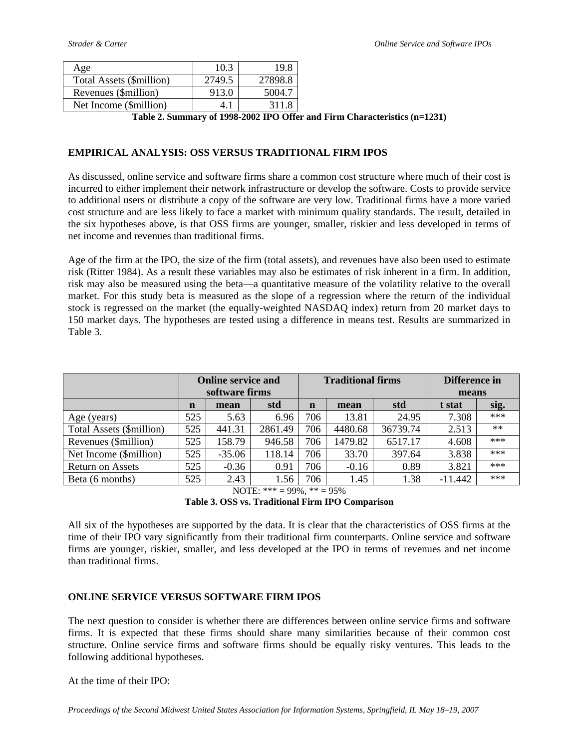| | | |
|---|---|---|
| Age | 10.3 | 19.8 |
| Total Assets ($million) | 2749.5 | 27898.8 |
| Revenues ($million) | 913.0 | 5004.7 |
| Net Income ($million) | 4.1 | 311.8 |

**Table 2. Summary of 1998-2002 IPO Offer and Firm Characteristics (n=1231)**

### EMPIRICAL ANALYSIS: OSS VERSUS TRADITIONAL FIRM IPOS

As discussed, online service and software firms share a common cost structure where much of their cost is incurred to either implement their network infrastructure or develop the software. Costs to provide service to additional users or distribute a copy of the software are very low. Traditional firms have a more varied cost structure and are less likely to face a market with minimum quality standards. The result, detailed in the six hypotheses above, is that OSS firms are younger, smaller, riskier and less developed in terms of net income and revenues than traditional firms.

Age of the firm at the IPO, the size of the firm (total assets), and revenues have also been used to estimate risk (Ritter 1984). As a result these variables may also be estimates of risk inherent in a firm. In addition, risk may also be measured using the beta—a quantitative measure of the volatility relative to the overall market. For this study beta is measured as the slope of a regression where the return of the individual stock is regressed on the market (the equally-weighted NASDAQ index) return from 20 market days to 150 market days. The hypotheses are tested using a difference in means test. Results are summarized in Table 3.

| | Online service and software firms | | | Traditional firms | | | Difference in means | |
|---|---|---|---|---|---|---|---|---|
| | **n** | **mean** | **std** | **n** | **mean** | **std** | **t stat** | **sig.** |
| Age (years) | 525 | 5.63 | 6.96 | 706 | 13.81 | 24.95 | 7.308 | *** |
| Total Assets ($million) | 525 | 441.31 | 2861.49 | 706 | 4480.68 | 36739.74 | 2.513 | ** |
| Revenues ($million) | 525 | 158.79 | 946.58 | 706 | 1479.82 | 6517.17 | 4.608 | *** |
| Net Income ($million) | 525 | -35.06 | 118.14 | 706 | 33.70 | 397.64 | 3.838 | *** |
| Return on Assets | 525 | -0.36 | 0.91 | 706 | -0.16 | 0.89 | 3.821 | *** |
| Beta (6 months) | 525 | 2.43 | 1.56 | 706 | 1.45 | 1.38 | -11.442 | *** |

NOTE: *** = 99%, ** = 95%

**Table 3. OSS vs. Traditional Firm IPO Comparison**

All six of the hypotheses are supported by the data. It is clear that the characteristics of OSS firms at the time of their IPO vary significantly from their traditional firm counterparts. Online service and software firms are younger, riskier, smaller, and less developed at the IPO in terms of revenues and net income than traditional firms.

### ONLINE SERVICE VERSUS SOFTWARE FIRM IPOS

The next question to consider is whether there are differences between online service firms and software firms. It is expected that these firms should share many similarities because of their common cost structure. Online service firms and software firms should be equally risky ventures. This leads to the following additional hypotheses.

At the time of their IPO: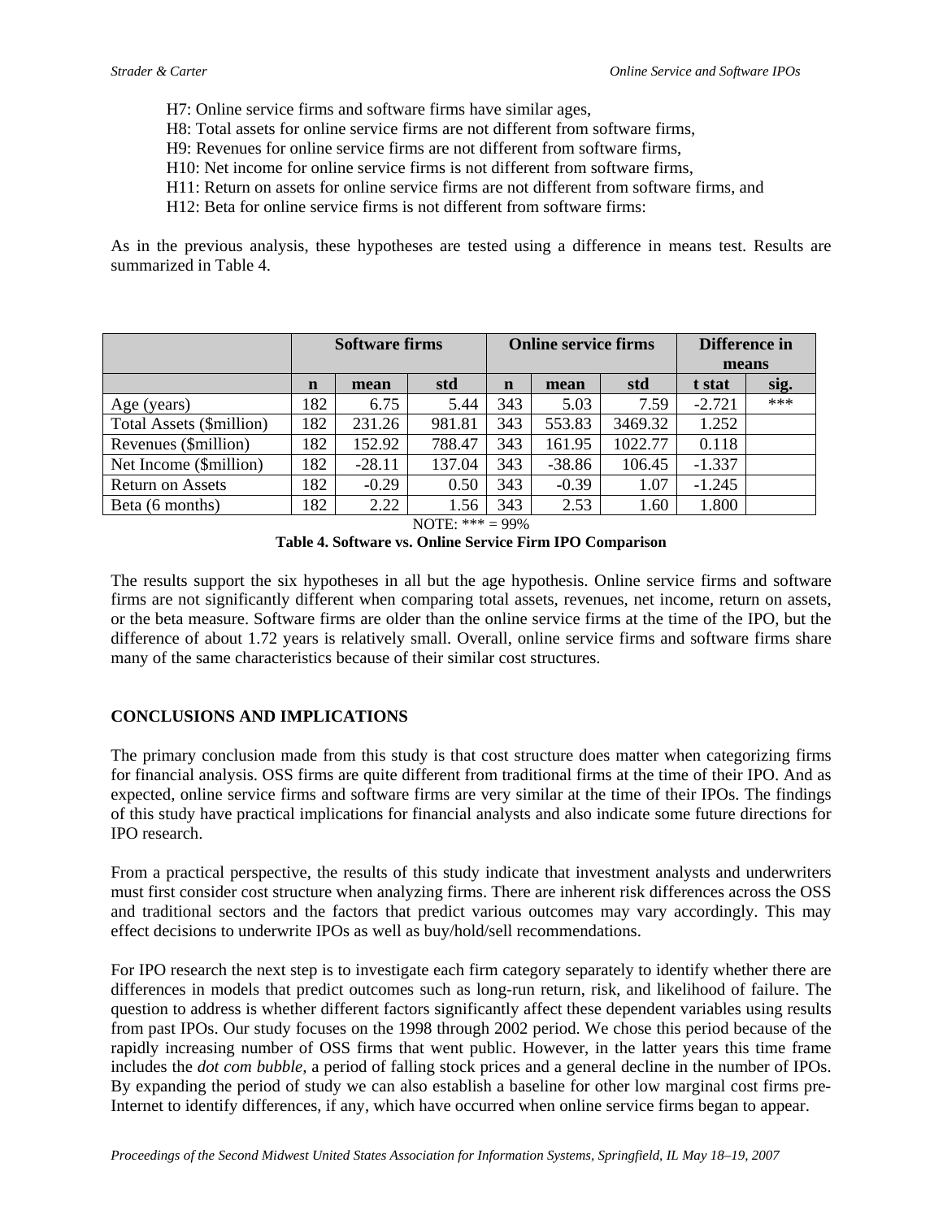H7: Online service firms and software firms have similar ages,  
H8: Total assets for online service firms are not different from software firms,  
H9: Revenues for online service firms are not different from software firms,  
H10: Net income for online service firms is not different from software firms,  
H11: Return on assets for online service firms are not different from software firms, and  
H12: Beta for online service firms is not different from software firms:

As in the previous analysis, these hypotheses are tested using a difference in means test. Results are summarized in Table 4.

| | Software firms | | | Online service firms | | | Difference in means | |
|---|---|---|---|---|---|---|---|---|
| | **n** | **mean** | **std** | **n** | **mean** | **std** | **t stat** | **sig.** |
| Age (years) | 182 | 6.75 | 5.44 | 343 | 5.03 | 7.59 | -2.721 | *** |
| Total Assets ($million) | 182 | 231.26 | 981.81 | 343 | 553.83 | 3469.32 | 1.252 | |
| Revenues ($million) | 182 | 152.92 | 788.47 | 343 | 161.95 | 1022.77 | 0.118 | |
| Net Income ($million) | 182 | -28.11 | 137.04 | 343 | -38.86 | 106.45 | -1.337 | |
| Return on Assets | 182 | -0.29 | 0.50 | 343 | -0.39 | 1.07 | -1.245 | |
| Beta (6 months) | 182 | 2.22 | 1.56 | 343 | 2.53 | 1.60 | 1.800 | |

NOTE: *** = 99%

**Table 4. Software vs. Online Service Firm IPO Comparison**

The results support the six hypotheses in all but the age hypothesis. Online service firms and software firms are not significantly different when comparing total assets, revenues, net income, return on assets, or the beta measure. Software firms are older than the online service firms at the time of the IPO, but the difference of about 1.72 years is relatively small. Overall, online service firms and software firms share many of the same characteristics because of their similar cost structures.

## CONCLUSIONS AND IMPLICATIONS

The primary conclusion made from this study is that cost structure does matter when categorizing firms for financial analysis. OSS firms are quite different from traditional firms at the time of their IPO. And as expected, online service firms and software firms are very similar at the time of their IPOs. The findings of this study have practical implications for financial analysts and also indicate some future directions for IPO research.

From a practical perspective, the results of this study indicate that investment analysts and underwriters must first consider cost structure when analyzing firms. There are inherent risk differences across the OSS and traditional sectors and the factors that predict various outcomes may vary accordingly. This may effect decisions to underwrite IPOs as well as buy/hold/sell recommendations.

For IPO research the next step is to investigate each firm category separately to identify whether there are differences in models that predict outcomes such as long-run return, risk, and likelihood of failure. The question to address is whether different factors significantly affect these dependent variables using results from past IPOs. Our study focuses on the 1998 through 2002 period. We chose this period because of the rapidly increasing number of OSS firms that went public. However, in the latter years this time frame includes the *dot com bubble*, a period of falling stock prices and a general decline in the number of IPOs. By expanding the period of study we can also establish a baseline for other low marginal cost firms pre-Internet to identify differences, if any, which have occurred when online service firms began to appear.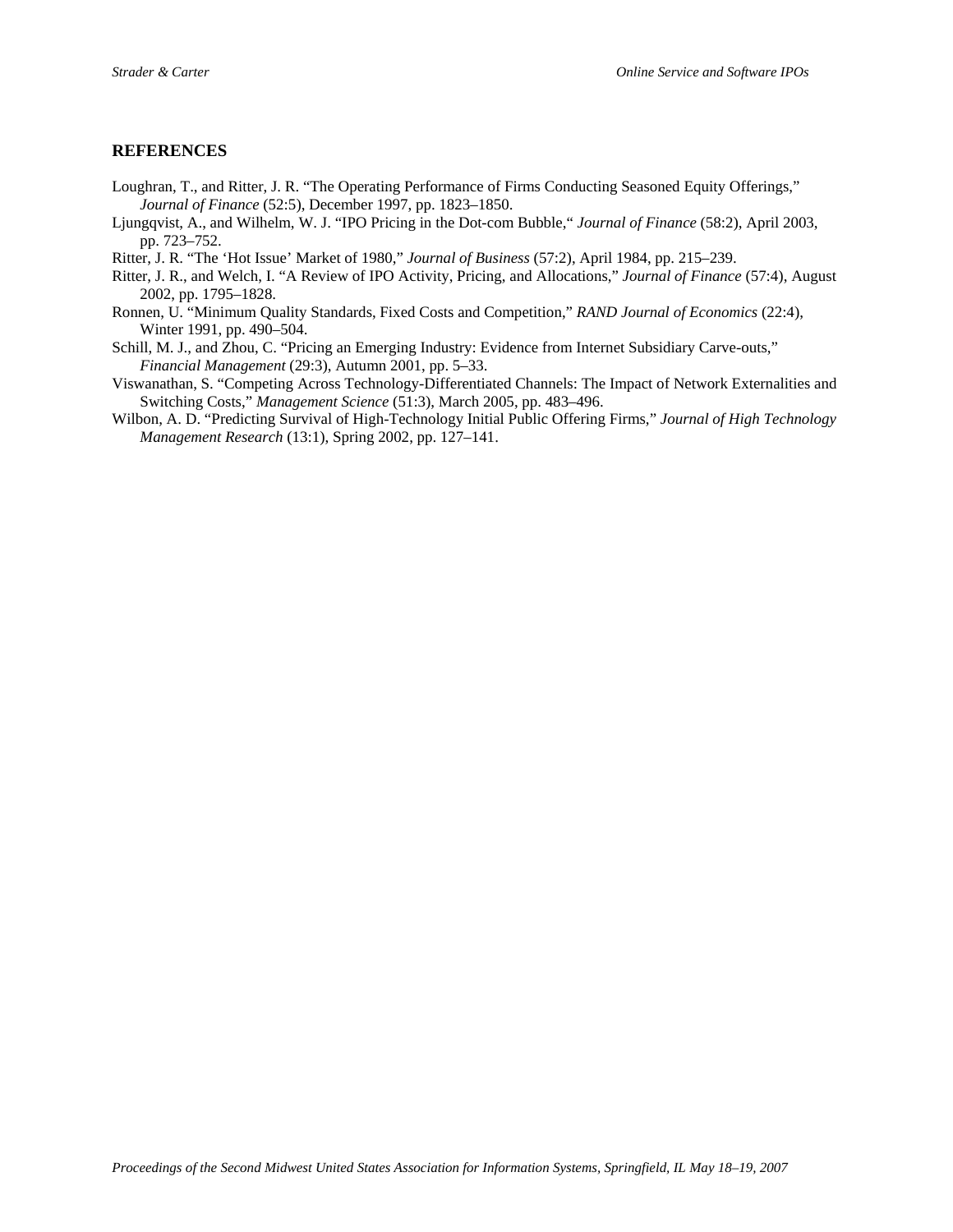## REFERENCES

Loughran, T., and Ritter, J. R. "The Operating Performance of Firms Conducting Seasoned Equity Offerings," *Journal of Finance* (52:5), December 1997, pp. 1823–1850.

Ljungqvist, A., and Wilhelm, W. J. "IPO Pricing in the Dot-com Bubble," *Journal of Finance* (58:2), April 2003, pp. 723–752.

Ritter, J. R. "The 'Hot Issue' Market of 1980," *Journal of Business* (57:2), April 1984, pp. 215–239.

Ritter, J. R., and Welch, I. "A Review of IPO Activity, Pricing, and Allocations," *Journal of Finance* (57:4), August 2002, pp. 1795–1828.

Ronnen, U. "Minimum Quality Standards, Fixed Costs and Competition," *RAND Journal of Economics* (22:4), Winter 1991, pp. 490–504.

Schill, M. J., and Zhou, C. "Pricing an Emerging Industry: Evidence from Internet Subsidiary Carve-outs," *Financial Management* (29:3), Autumn 2001, pp. 5–33.

Viswanathan, S. "Competing Across Technology-Differentiated Channels: The Impact of Network Externalities and Switching Costs," *Management Science* (51:3), March 2005, pp. 483–496.

Wilbon, A. D. "Predicting Survival of High-Technology Initial Public Offering Firms," *Journal of High Technology Management Research* (13:1), Spring 2002, pp. 127–141.